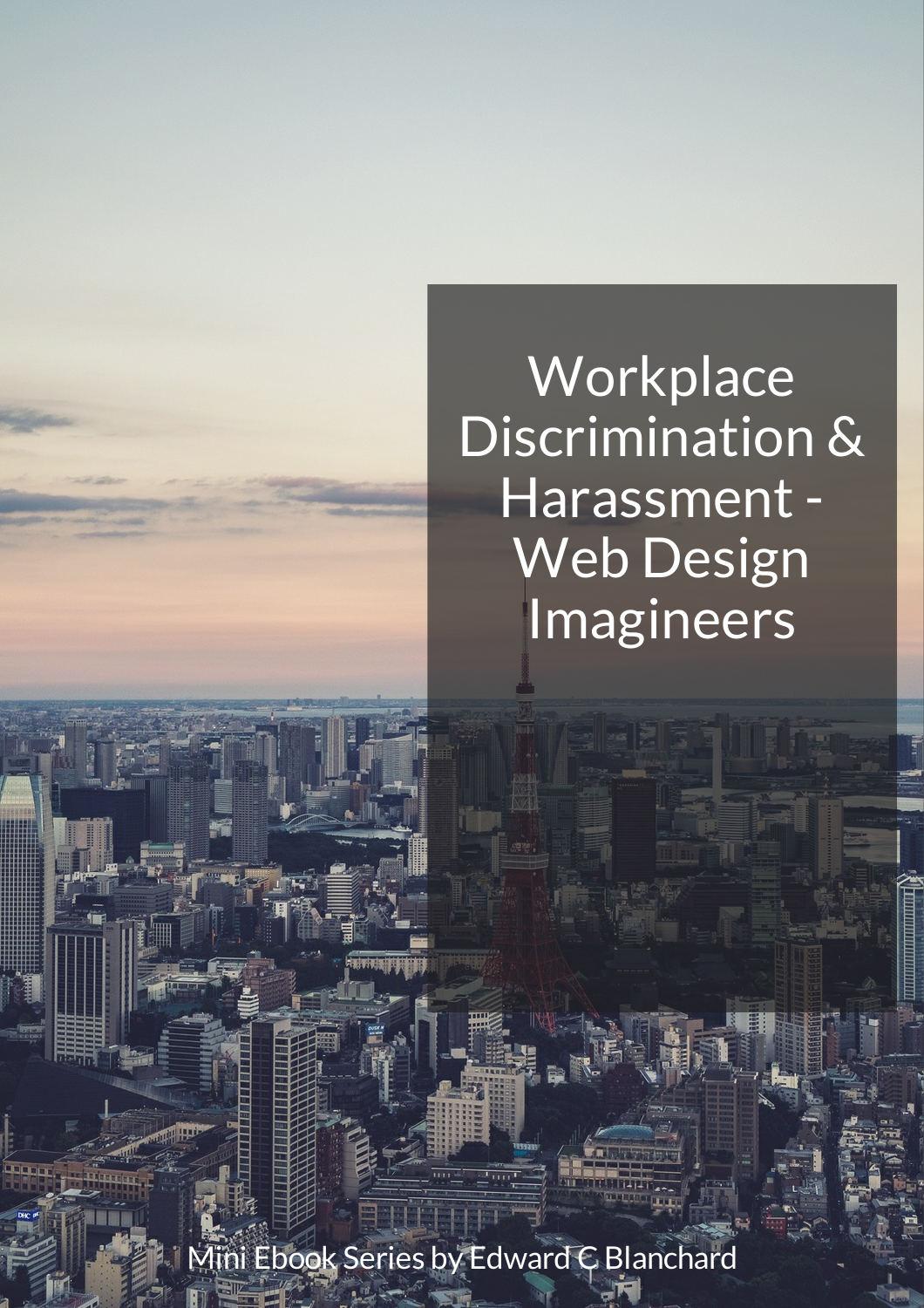# Workplace Discrimination & Harassment - Web Design Imagineers

Mini Ebook Series by Edward C Blanchard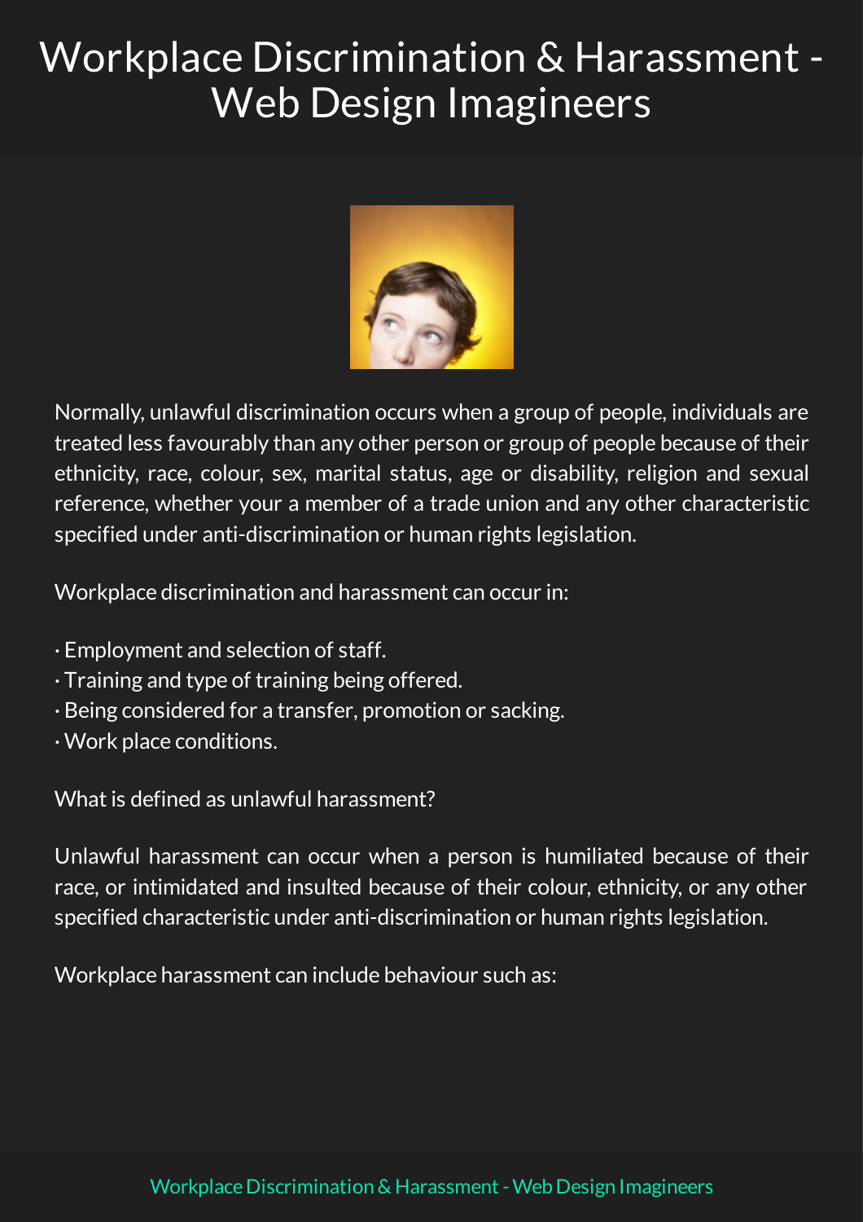# Workplace Discrimination & Harassment - Web Design Imagineers

Normally, unlawful discrimination occurs when a group of people, individuals are treated less favourably than any other person or group of people because of their ethnicity, race, colour, sex, marital status, age or disability, religion and sexual reference, whether your a member of a trade union and any other characteristic specified under anti-discrimination or human rights legislation.

Workplace discrimination and harassment can occur in:

· Employment and selection of staff.
· Training and type of training being offered.
· Being considered for a transfer, promotion or sacking.
· Work place conditions.

What is defined as unlawful harassment?

Unlawful harassment can occur when a person is humiliated because of their race, or intimidated and insulted because of their colour, ethnicity, or any other specified characteristic under anti-discrimination or human rights legislation.

Workplace harassment can include behaviour such as: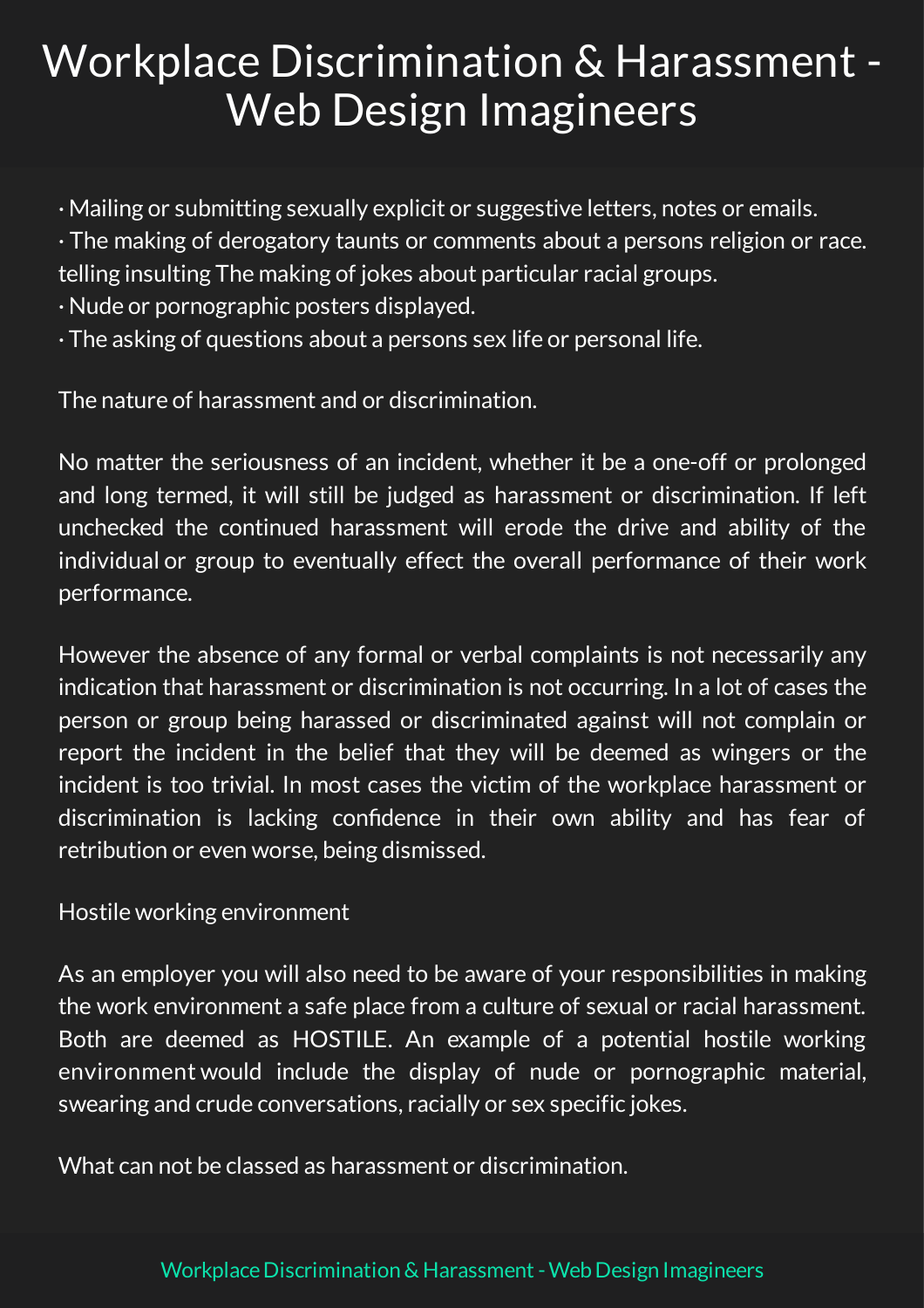# Workplace Discrimination & Harassment - Web Design Imagineers

· Mailing or submitting sexually explicit or suggestive letters, notes or emails.
· The making of derogatory taunts or comments about a persons religion or race. telling insulting The making of jokes about particular racial groups.
· Nude or pornographic posters displayed.
· The asking of questions about a persons sex life or personal life.

The nature of harassment and or discrimination.

No matter the seriousness of an incident, whether it be a one-off or prolonged and long termed, it will still be judged as harassment or discrimination. If left unchecked the continued harassment will erode the drive and ability of the individual or group to eventually effect the overall performance of their work performance.

However the absence of any formal or verbal complaints is not necessarily any indication that harassment or discrimination is not occurring. In a lot of cases the person or group being harassed or discriminated against will not complain or report the incident in the belief that they will be deemed as wingers or the incident is too trivial. In most cases the victim of the workplace harassment or discrimination is lacking confidence in their own ability and has fear of retribution or even worse, being dismissed.

Hostile working environment

As an employer you will also need to be aware of your responsibilities in making the work environment a safe place from a culture of sexual or racial harassment. Both are deemed as HOSTILE. An example of a potential hostile working environment would include the display of nude or pornographic material, swearing and crude conversations, racially or sex specific jokes.

What can not be classed as harassment or discrimination.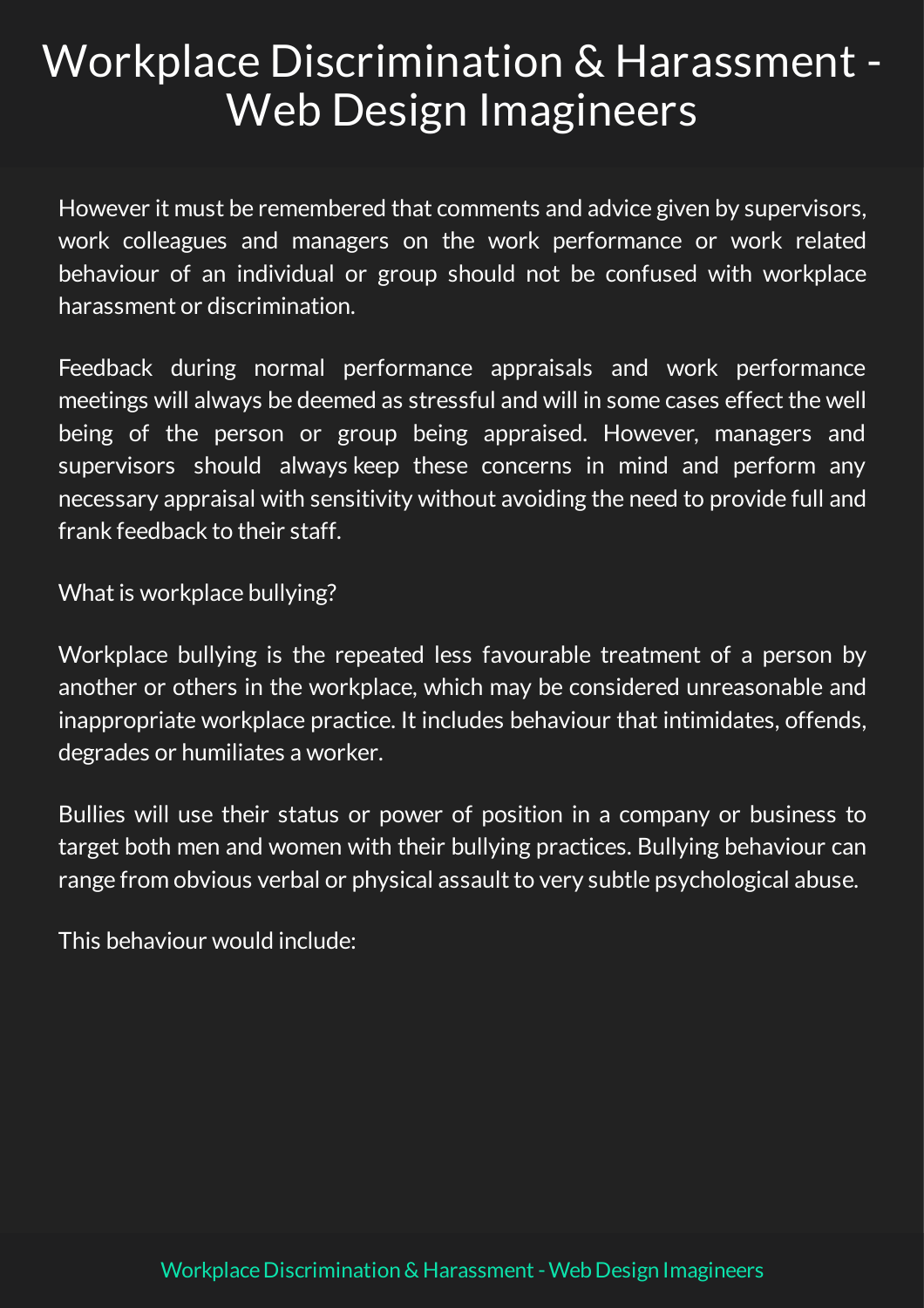However it must be remembered that comments and advice given by supervisors, work colleagues and managers on the work performance or work related behaviour of an individual or group should not be confused with workplace harassment or discrimination.

Feedback during normal performance appraisals and work performance meetings will always be deemed as stressful and will in some cases effect the well being of the person or group being appraised. However, managers and supervisors should always keep these concerns in mind and perform any necessary appraisal with sensitivity without avoiding the need to provide full and frank feedback to their staff.

What is workplace bullying?

Workplace bullying is the repeated less favourable treatment of a person by another or others in the workplace, which may be considered unreasonable and inappropriate workplace practice. It includes behaviour that intimidates, offends, degrades or humiliates a worker.

Bullies will use their status or power of position in a company or business to target both men and women with their bullying practices. Bullying behaviour can range from obvious verbal or physical assault to very subtle psychological abuse.

This behaviour would include: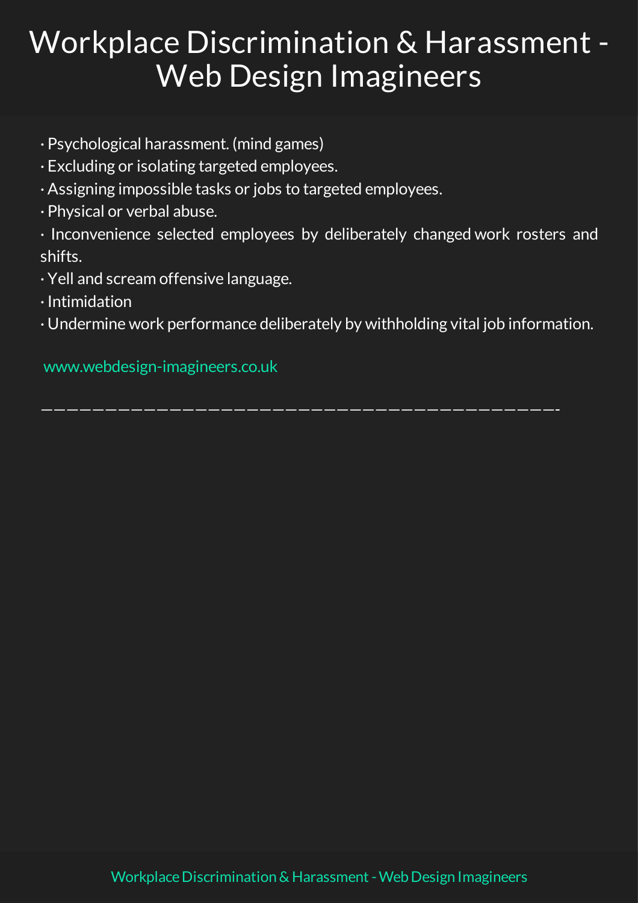# Workplace Discrimination & Harassment - Web Design Imagineers

· Psychological harassment. (mind games)
· Excluding or isolating targeted employees.
· Assigning impossible tasks or jobs to targeted employees.
· Physical or verbal abuse.
· Inconvenience selected employees by deliberately changed work rosters and shifts.
· Yell and scream offensive language.
· Intimidation
· Undermine work performance deliberately by withholding vital job information.

www.webdesign-imagineers.co.uk

——————————————————————————————————————-